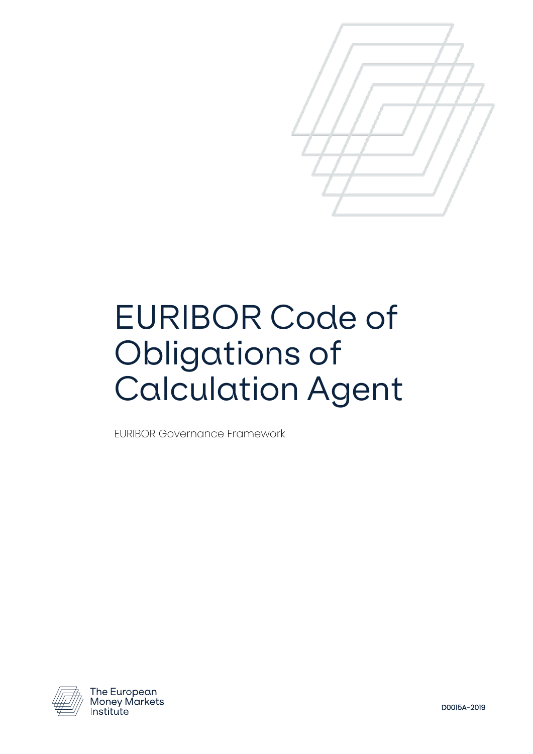# EURIBOR Code of Obligations of Calculation Agent

EURIBOR Governance Framework

The European Money Markets Institute

D0015A-2019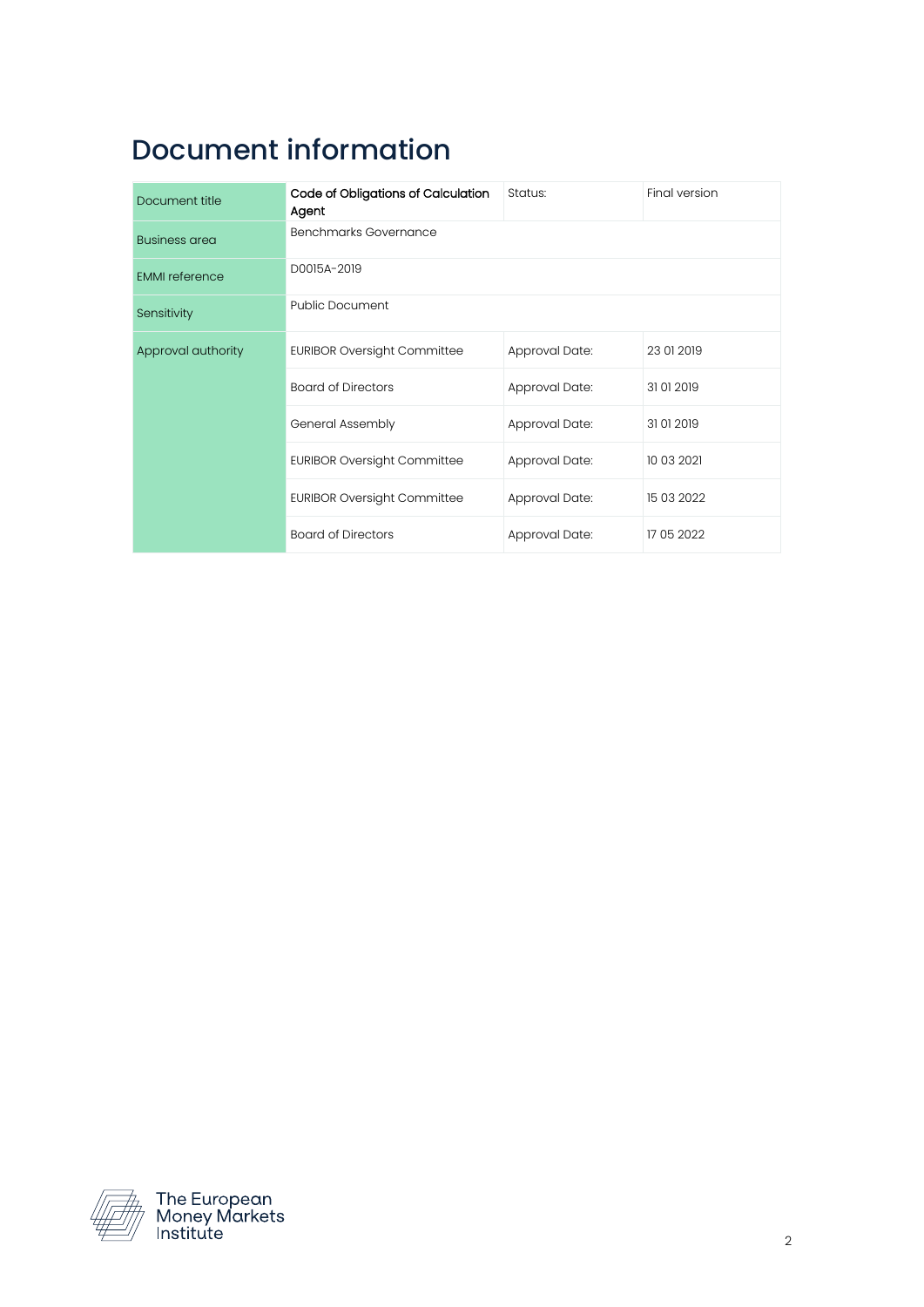# Document information

| Document title | Code of Obligations of Calculation Agent | Status: | Final version |
| --- | --- | --- | --- |
| Business area | Benchmarks Governance | | |
| EMMI reference | D0015A-2019 | | |
| Sensitivity | Public Document | | |
| Approval authority | EURIBOR Oversight Committee | Approval Date: | 23 01 2019 |
| | Board of Directors | Approval Date: | 31 01 2019 |
| | General Assembly | Approval Date: | 31 01 2019 |
| | EURIBOR Oversight Committee | Approval Date: | 10 03 2021 |
| | EURIBOR Oversight Committee | Approval Date: | 15 03 2022 |
| | Board of Directors | Approval Date: | 17 05 2022 |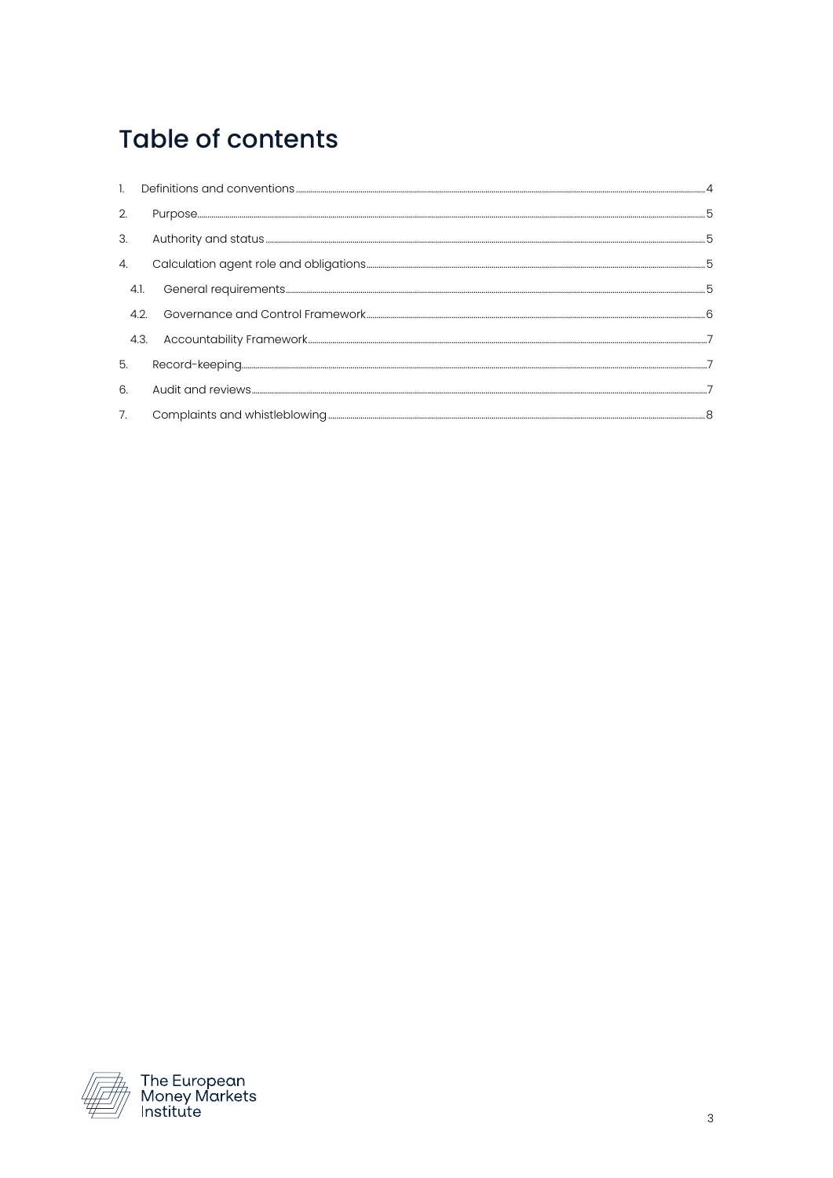# Table of contents

1. Definitions and conventions ... 4
2. Purpose ... 5
3. Authority and status ... 5
4. Calculation agent role and obligations ... 5
   - 4.1. General requirements ... 5
   - 4.2. Governance and Control Framework ... 6
   - 4.3. Accountability Framework ... 7
5. Record-keeping ... 7
6. Audit and reviews ... 7
7. Complaints and whistleblowing ... 8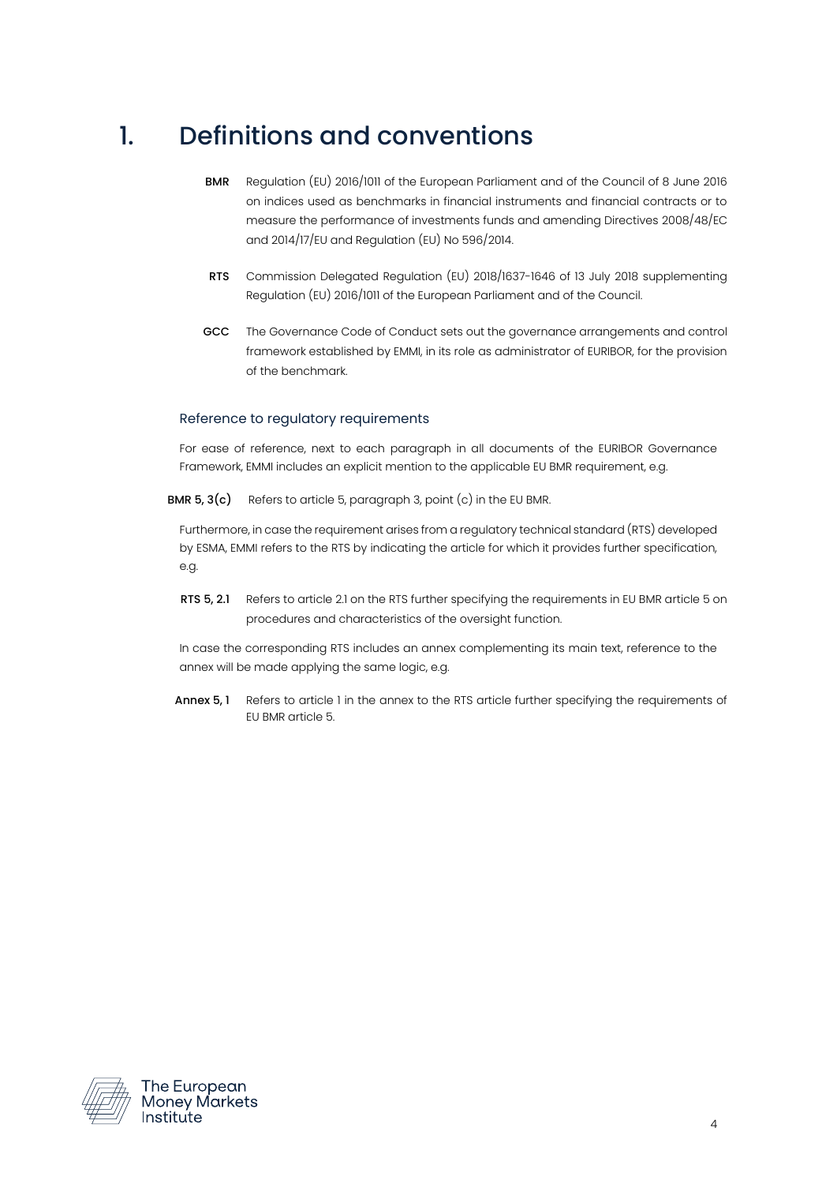# 1. Definitions and conventions

**BMR** Regulation (EU) 2016/1011 of the European Parliament and of the Council of 8 June 2016 on indices used as benchmarks in financial instruments and financial contracts or to measure the performance of investments funds and amending Directives 2008/48/EC and 2014/17/EU and Regulation (EU) No 596/2014.

**RTS** Commission Delegated Regulation (EU) 2018/1637-1646 of 13 July 2018 supplementing Regulation (EU) 2016/1011 of the European Parliament and of the Council.

**GCC** The Governance Code of Conduct sets out the governance arrangements and control framework established by EMMI, in its role as administrator of EURIBOR, for the provision of the benchmark.

## Reference to regulatory requirements

For ease of reference, next to each paragraph in all documents of the EURIBOR Governance Framework, EMMI includes an explicit mention to the applicable EU BMR requirement, e.g.

**BMR 5, 3(c)** Refers to article 5, paragraph 3, point (c) in the EU BMR.

Furthermore, in case the requirement arises from a regulatory technical standard (RTS) developed by ESMA, EMMI refers to the RTS by indicating the article for which it provides further specification, e.g.

**RTS 5, 2.1** Refers to article 2.1 on the RTS further specifying the requirements in EU BMR article 5 on procedures and characteristics of the oversight function.

In case the corresponding RTS includes an annex complementing its main text, reference to the annex will be made applying the same logic, e.g.

**Annex 5, 1** Refers to article 1 in the annex to the RTS article further specifying the requirements of EU BMR article 5.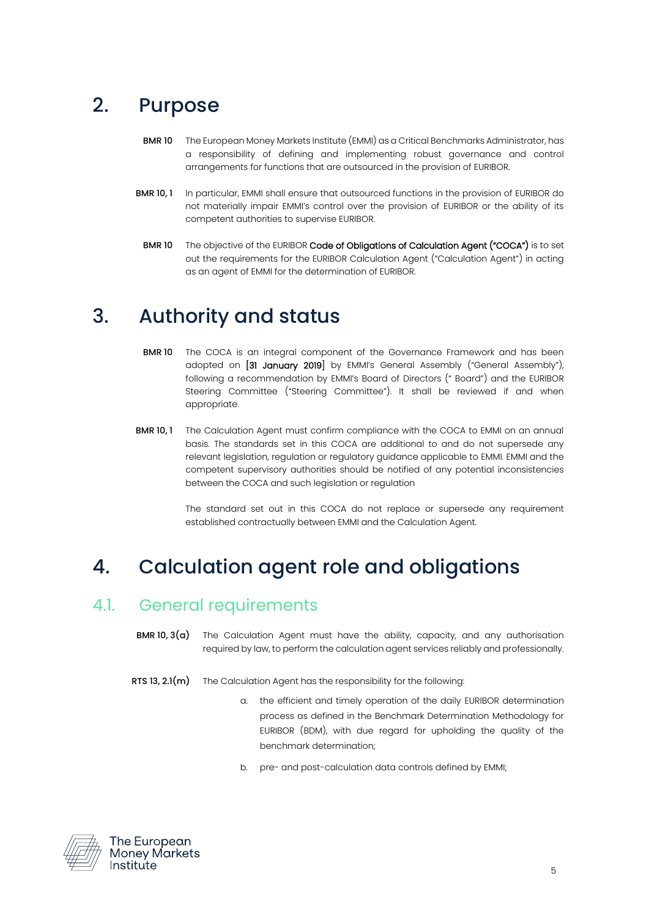## 2. Purpose

**BMR 10** The European Money Markets Institute (EMMI) as a Critical Benchmarks Administrator, has a responsibility of defining and implementing robust governance and control arrangements for functions that are outsourced in the provision of EURIBOR.

**BMR 10, 1** In particular, EMMI shall ensure that outsourced functions in the provision of EURIBOR do not materially impair EMMI's control over the provision of EURIBOR or the ability of its competent authorities to supervise EURIBOR.

**BMR 10** The objective of the EURIBOR **Code of Obligations of Calculation Agent ("COCA")** is to set out the requirements for the EURIBOR Calculation Agent ("Calculation Agent") in acting as an agent of EMMI for the determination of EURIBOR.

## 3. Authority and status

**BMR 10** The COCA is an integral component of the Governance Framework and has been adopted on **[31 January 2019]** by EMMI's General Assembly ("General Assembly"), following a recommendation by EMMI's Board of Directors (" Board") and the EURIBOR Steering Committee ("Steering Committee"). It shall be reviewed if and when appropriate.

**BMR 10, 1** The Calculation Agent must confirm compliance with the COCA to EMMI on an annual basis. The standards set in this COCA are additional to and do not supersede any relevant legislation, regulation or regulatory guidance applicable to EMMI. EMMI and the competent supervisory authorities should be notified of any potential inconsistencies between the COCA and such legislation or regulation

The standard set out in this COCA do not replace or supersede any requirement established contractually between EMMI and the Calculation Agent.

## 4. Calculation agent role and obligations

### 4.1. General requirements

**BMR 10, 3(a)** The Calculation Agent must have the ability, capacity, and any authorisation required by law, to perform the calculation agent services reliably and professionally.

**RTS 13, 2.1(m)** The Calculation Agent has the responsibility for the following:

a. the efficient and timely operation of the daily EURIBOR determination process as defined in the Benchmark Determination Methodology for EURIBOR (BDM), with due regard for upholding the quality of the benchmark determination;

b. pre- and post-calculation data controls defined by EMMI;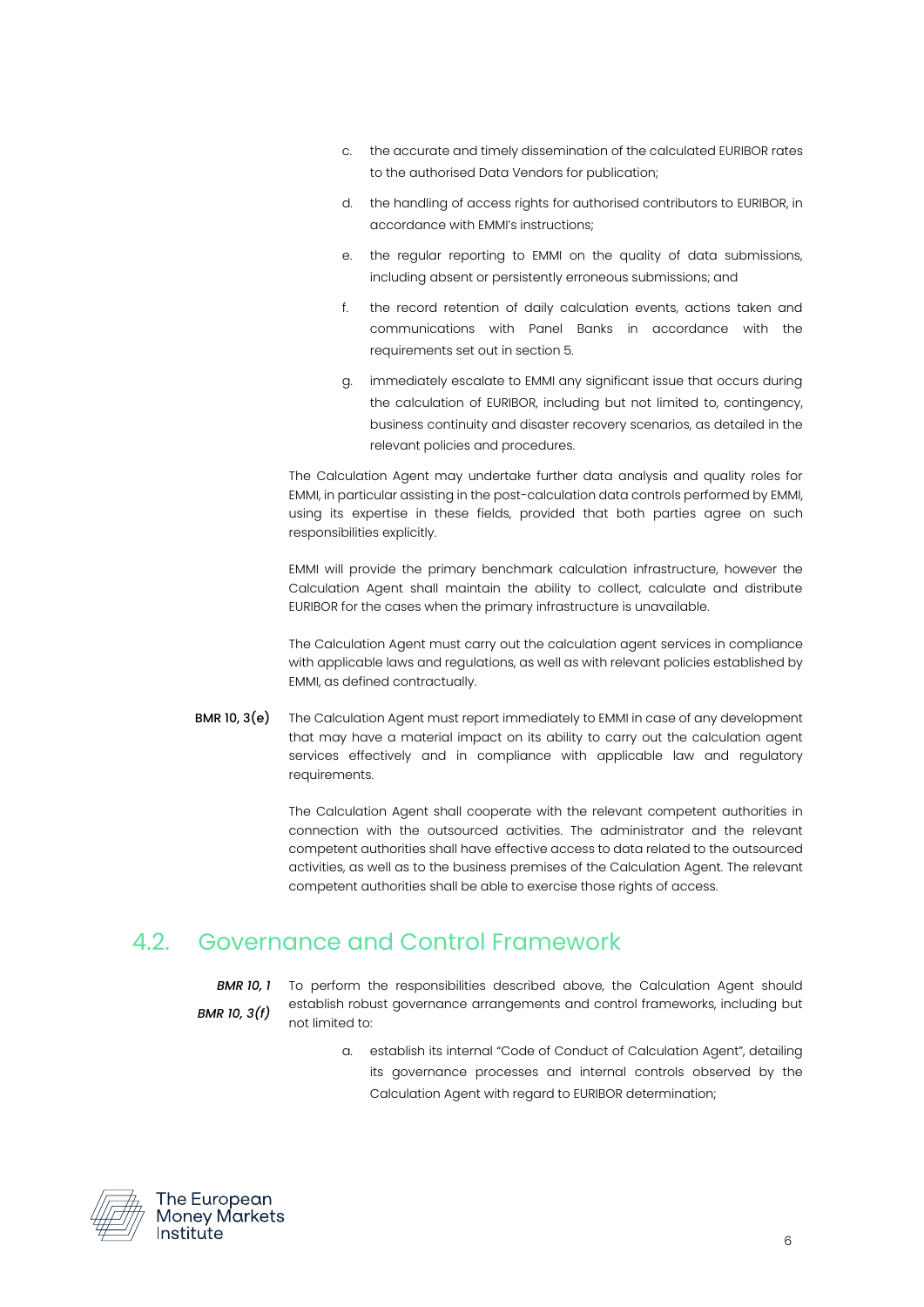c. the accurate and timely dissemination of the calculated EURIBOR rates to the authorised Data Vendors for publication;

d. the handling of access rights for authorised contributors to EURIBOR, in accordance with EMMI's instructions;

e. the regular reporting to EMMI on the quality of data submissions, including absent or persistently erroneous submissions; and

f. the record retention of daily calculation events, actions taken and communications with Panel Banks in accordance with the requirements set out in section 5.

g. immediately escalate to EMMI any significant issue that occurs during the calculation of EURIBOR, including but not limited to, contingency, business continuity and disaster recovery scenarios, as detailed in the relevant policies and procedures.

The Calculation Agent may undertake further data analysis and quality roles for EMMI, in particular assisting in the post-calculation data controls performed by EMMI, using its expertise in these fields, provided that both parties agree on such responsibilities explicitly.

EMMI will provide the primary benchmark calculation infrastructure, however the Calculation Agent shall maintain the ability to collect, calculate and distribute EURIBOR for the cases when the primary infrastructure is unavailable.

The Calculation Agent must carry out the calculation agent services in compliance with applicable laws and regulations, as well as with relevant policies established by EMMI, as defined contractually.

**BMR 10, 3(e)** The Calculation Agent must report immediately to EMMI in case of any development that may have a material impact on its ability to carry out the calculation agent services effectively and in compliance with applicable law and regulatory requirements.

The Calculation Agent shall cooperate with the relevant competent authorities in connection with the outsourced activities. The administrator and the relevant competent authorities shall have effective access to data related to the outsourced activities, as well as to the business premises of the Calculation Agent. The relevant competent authorities shall be able to exercise those rights of access.

## 4.2. Governance and Control Framework

***BMR 10, 1***
***BMR 10, 3(f)***

To perform the responsibilities described above, the Calculation Agent should establish robust governance arrangements and control frameworks, including but not limited to:

a. establish its internal "Code of Conduct of Calculation Agent", detailing its governance processes and internal controls observed by the Calculation Agent with regard to EURIBOR determination;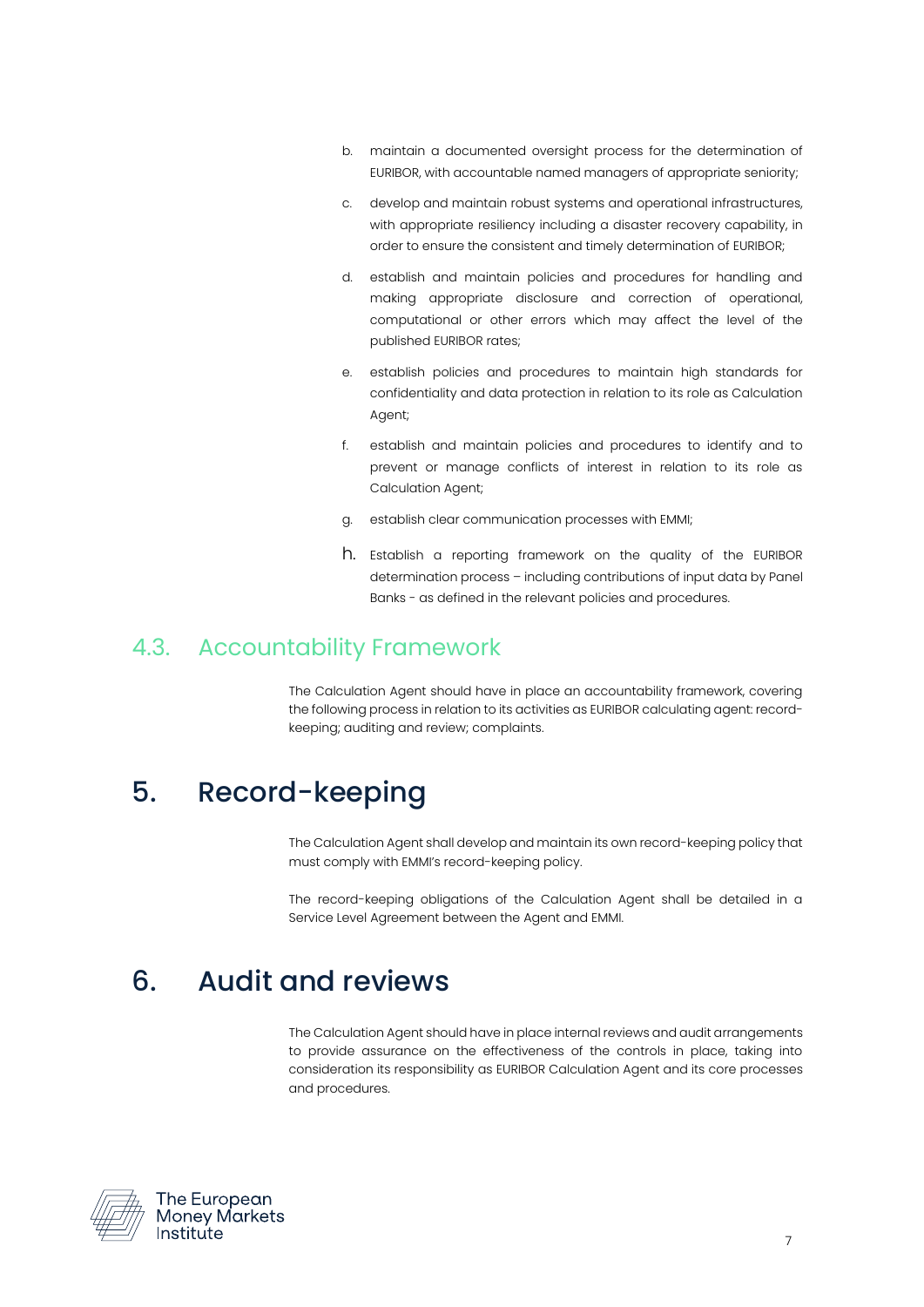b. maintain a documented oversight process for the determination of EURIBOR, with accountable named managers of appropriate seniority;

c. develop and maintain robust systems and operational infrastructures, with appropriate resiliency including a disaster recovery capability, in order to ensure the consistent and timely determination of EURIBOR;

d. establish and maintain policies and procedures for handling and making appropriate disclosure and correction of operational, computational or other errors which may affect the level of the published EURIBOR rates;

e. establish policies and procedures to maintain high standards for confidentiality and data protection in relation to its role as Calculation Agent;

f. establish and maintain policies and procedures to identify and to prevent or manage conflicts of interest in relation to its role as Calculation Agent;

g. establish clear communication processes with EMMI;

h. Establish a reporting framework on the quality of the EURIBOR determination process – including contributions of input data by Panel Banks - as defined in the relevant policies and procedures.

## 4.3. Accountability Framework

The Calculation Agent should have in place an accountability framework, covering the following process in relation to its activities as EURIBOR calculating agent: record-keeping; auditing and review; complaints.

# 5. Record-keeping

The Calculation Agent shall develop and maintain its own record-keeping policy that must comply with EMMI's record-keeping policy.

The record-keeping obligations of the Calculation Agent shall be detailed in a Service Level Agreement between the Agent and EMMI.

# 6. Audit and reviews

The Calculation Agent should have in place internal reviews and audit arrangements to provide assurance on the effectiveness of the controls in place, taking into consideration its responsibility as EURIBOR Calculation Agent and its core processes and procedures.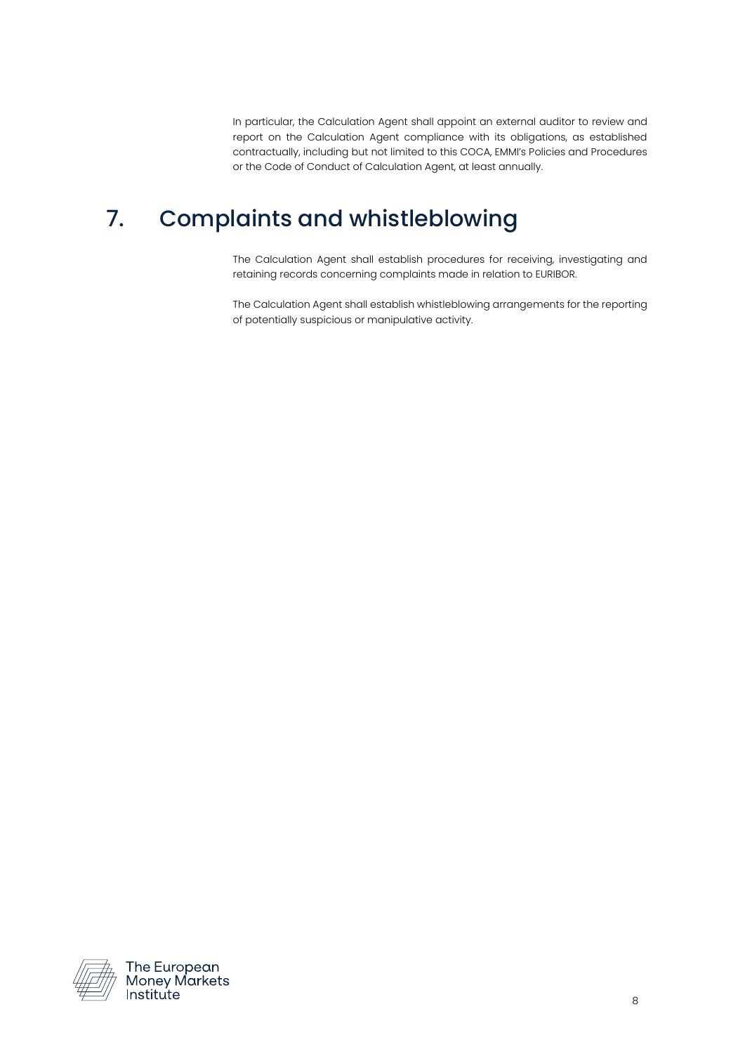In particular, the Calculation Agent shall appoint an external auditor to review and report on the Calculation Agent compliance with its obligations, as established contractually, including but not limited to this COCA, EMMI's Policies and Procedures or the Code of Conduct of Calculation Agent, at least annually.

# 7. Complaints and whistleblowing

The Calculation Agent shall establish procedures for receiving, investigating and retaining records concerning complaints made in relation to EURIBOR.

The Calculation Agent shall establish whistleblowing arrangements for the reporting of potentially suspicious or manipulative activity.